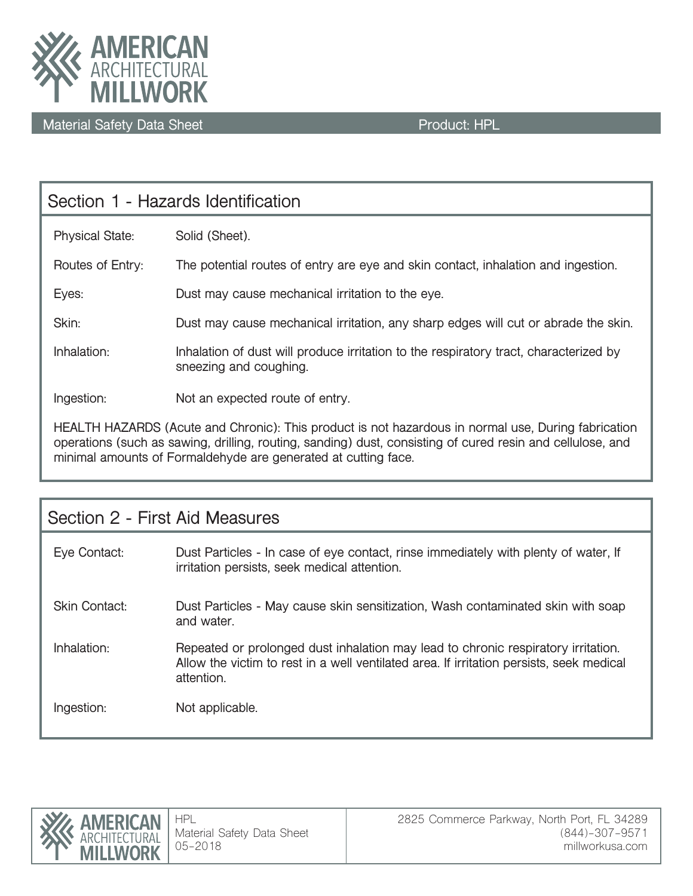# AMERICAN ARCHITECTURAL MILLWORK

Material Safety Data Sheet | Product: HPL

## Section 1 - Hazards Identification

| | |
|---|---|
| Physical State: | Solid (Sheet). |
| Routes of Entry: | The potential routes of entry are eye and skin contact, inhalation and ingestion. |
| Eyes: | Dust may cause mechanical irritation to the eye. |
| Skin: | Dust may cause mechanical irritation, any sharp edges will cut or abrade the skin. |
| Inhalation: | Inhalation of dust will produce irritation to the respiratory tract, characterized by sneezing and coughing. |
| Ingestion: | Not an expected route of entry. |

HEALTH HAZARDS (Acute and Chronic): This product is not hazardous in normal use, During fabrication operations (such as sawing, drilling, routing, sanding) dust, consisting of cured resin and cellulose, and minimal amounts of Formaldehyde are generated at cutting face.

## Section 2 - First Aid Measures

| | |
|---|---|
| Eye Contact: | Dust Particles - In case of eye contact, rinse immediately with plenty of water, If irritation persists, seek medical attention. |
| Skin Contact: | Dust Particles - May cause skin sensitization, Wash contaminated skin with soap and water. |
| Inhalation: | Repeated or prolonged dust inhalation may lead to chronic respiratory irritation. Allow the victim to rest in a well ventilated area. If irritation persists, seek medical attention. |
| Ingestion: | Not applicable. |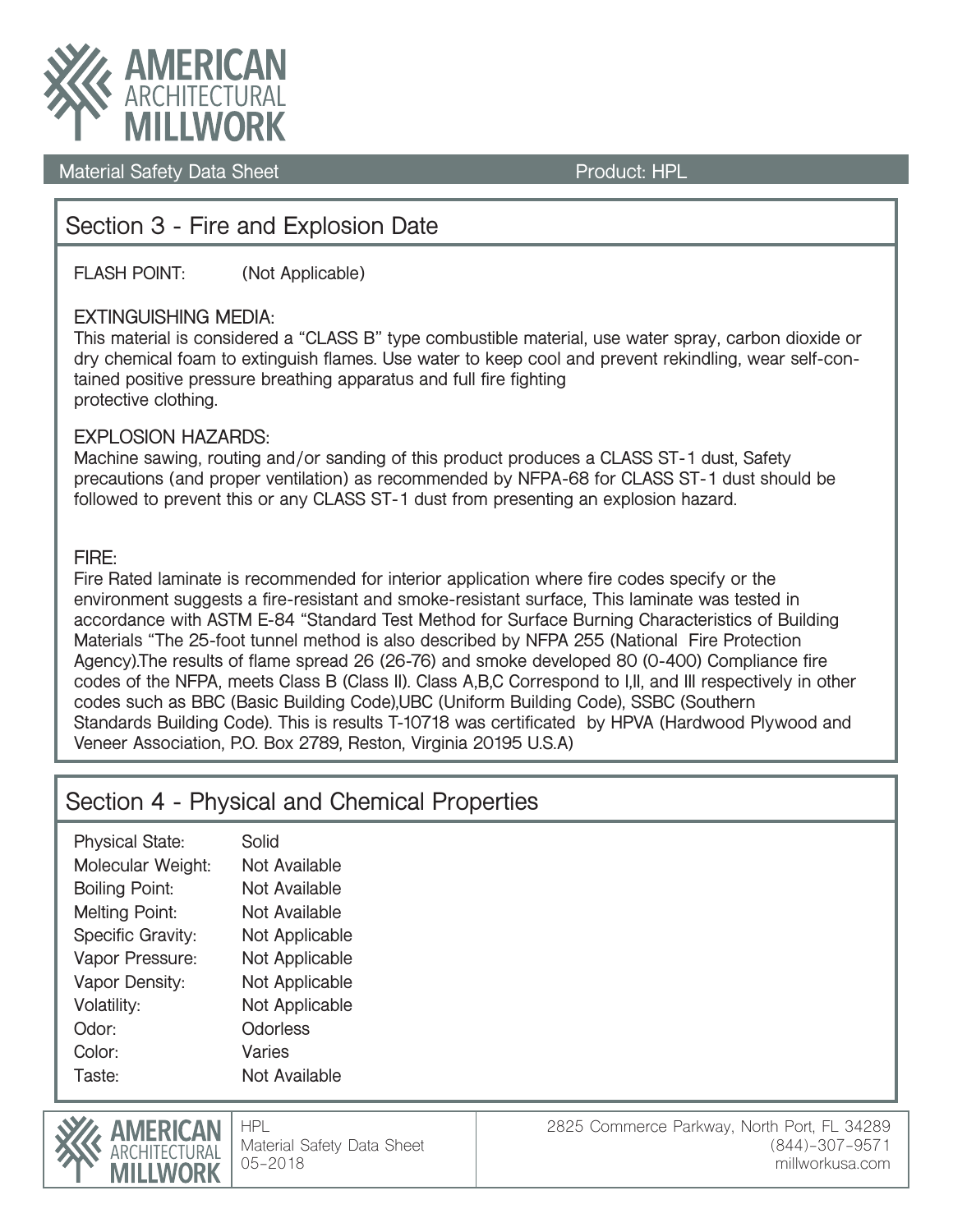Material Safety Data Sheet Product: HPL

## Section 3 - Fire and Explosion Date

FLASH POINT: (Not Applicable)

EXTINGUISHING MEDIA:
This material is considered a "CLASS B" type combustible material, use water spray, carbon dioxide or dry chemical foam to extinguish flames. Use water to keep cool and prevent rekindling, wear self-contained positive pressure breathing apparatus and full fire fighting protective clothing.

EXPLOSION HAZARDS:
Machine sawing, routing and/or sanding of this product produces a CLASS ST-1 dust, Safety precautions (and proper ventilation) as recommended by NFPA-68 for CLASS ST-1 dust should be followed to prevent this or any CLASS ST-1 dust from presenting an explosion hazard.

FIRE:
Fire Rated laminate is recommended for interior application where fire codes specify or the environment suggests a fire-resistant and smoke-resistant surface, This laminate was tested in accordance with ASTM E-84 "Standard Test Method for Surface Burning Characteristics of Building Materials "The 25-foot tunnel method is also described by NFPA 255 (National Fire Protection Agency).The results of flame spread 26 (26-76) and smoke developed 80 (0-400) Compliance fire codes of the NFPA, meets Class B (Class II). Class A,B,C Correspond to I,II, and III respectively in other codes such as BBC (Basic Building Code),UBC (Uniform Building Code), SSBC (Southern Standards Building Code). This is results T-10718 was certificated by HPVA (Hardwood Plywood and Veneer Association, P.O. Box 2789, Reston, Virginia 20195 U.S.A)

## Section 4 - Physical and Chemical Properties

| | |
|---|---|
| Physical State: | Solid |
| Molecular Weight: | Not Available |
| Boiling Point: | Not Available |
| Melting Point: | Not Available |
| Specific Gravity: | Not Applicable |
| Vapor Pressure: | Not Applicable |
| Vapor Density: | Not Applicable |
| Volatility: | Not Applicable |
| Odor: | Odorless |
| Color: | Varies |
| Taste: | Not Available |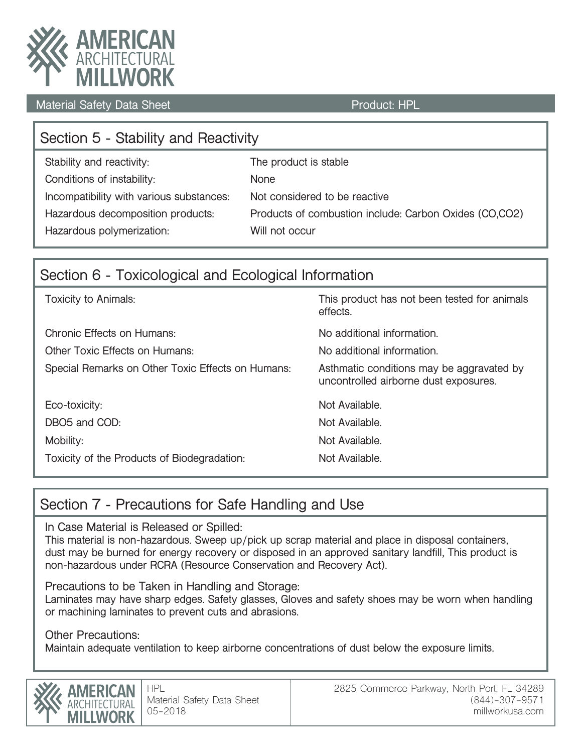## Section 5 - Stability and Reactivity

| | |
|---|---|
| Stability and reactivity: | The product is stable |
| Conditions of instability: | None |
| Incompatibility with various substances: | Not considered to be reactive |
| Hazardous decomposition products: | Products of combustion include: Carbon Oxides (CO,CO2) |
| Hazardous polymerization: | Will not occur |

## Section 6 - Toxicological and Ecological Information

| | |
|---|---|
| Toxicity to Animals: | This product has not been tested for animals effects. |
| Chronic Effects on Humans: | No additional information. |
| Other Toxic Effects on Humans: | No additional information. |
| Special Remarks on Other Toxic Effects on Humans: | Asthmatic conditions may be aggravated by uncontrolled airborne dust exposures. |
| Eco-toxicity: | Not Available. |
| DBO5 and COD: | Not Available. |
| Mobility: | Not Available. |
| Toxicity of the Products of Biodegradation: | Not Available. |

## Section 7 - Precautions for Safe Handling and Use

In Case Material is Released or Spilled:
This material is non-hazardous. Sweep up/pick up scrap material and place in disposal containers, dust may be burned for energy recovery or disposed in an approved sanitary landfill, This product is non-hazardous under RCRA (Resource Conservation and Recovery Act).

Precautions to be Taken in Handling and Storage:
Laminates may have sharp edges. Safety glasses, Gloves and safety shoes may be worn when handling or machining laminates to prevent cuts and abrasions.

Other Precautions:
Maintain adequate ventilation to keep airborne concentrations of dust below the exposure limits.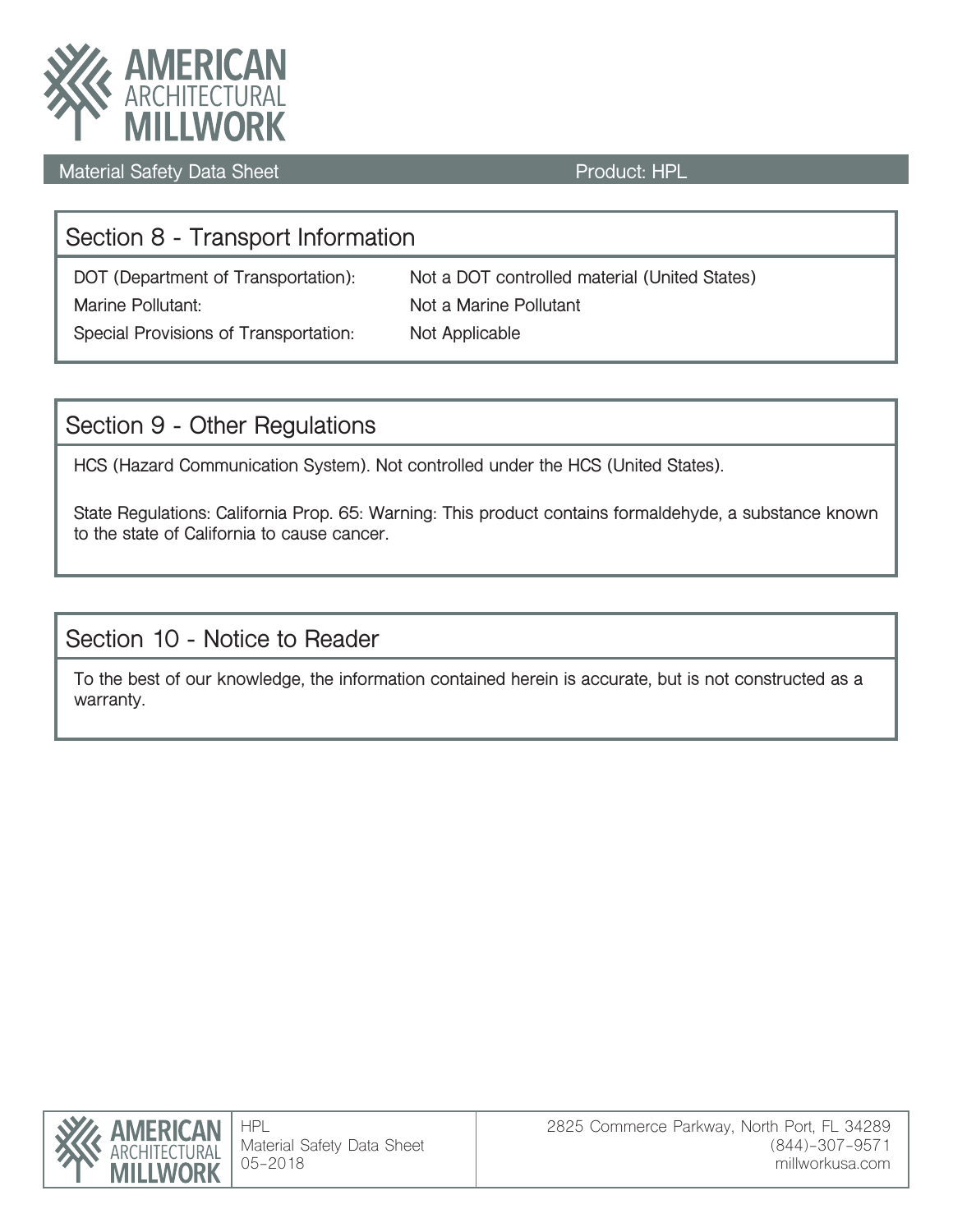## Section 8 - Transport Information

| | |
|---|---|
| DOT (Department of Transportation): | Not a DOT controlled material (United States) |
| Marine Pollutant: | Not a Marine Pollutant |
| Special Provisions of Transportation: | Not Applicable |

## Section 9 - Other Regulations

HCS (Hazard Communication System). Not controlled under the HCS (United States).

State Regulations: California Prop. 65: Warning: This product contains formaldehyde, a substance known to the state of California to cause cancer.

## Section 10 - Notice to Reader

To the best of our knowledge, the information contained herein is accurate, but is not constructed as a warranty.